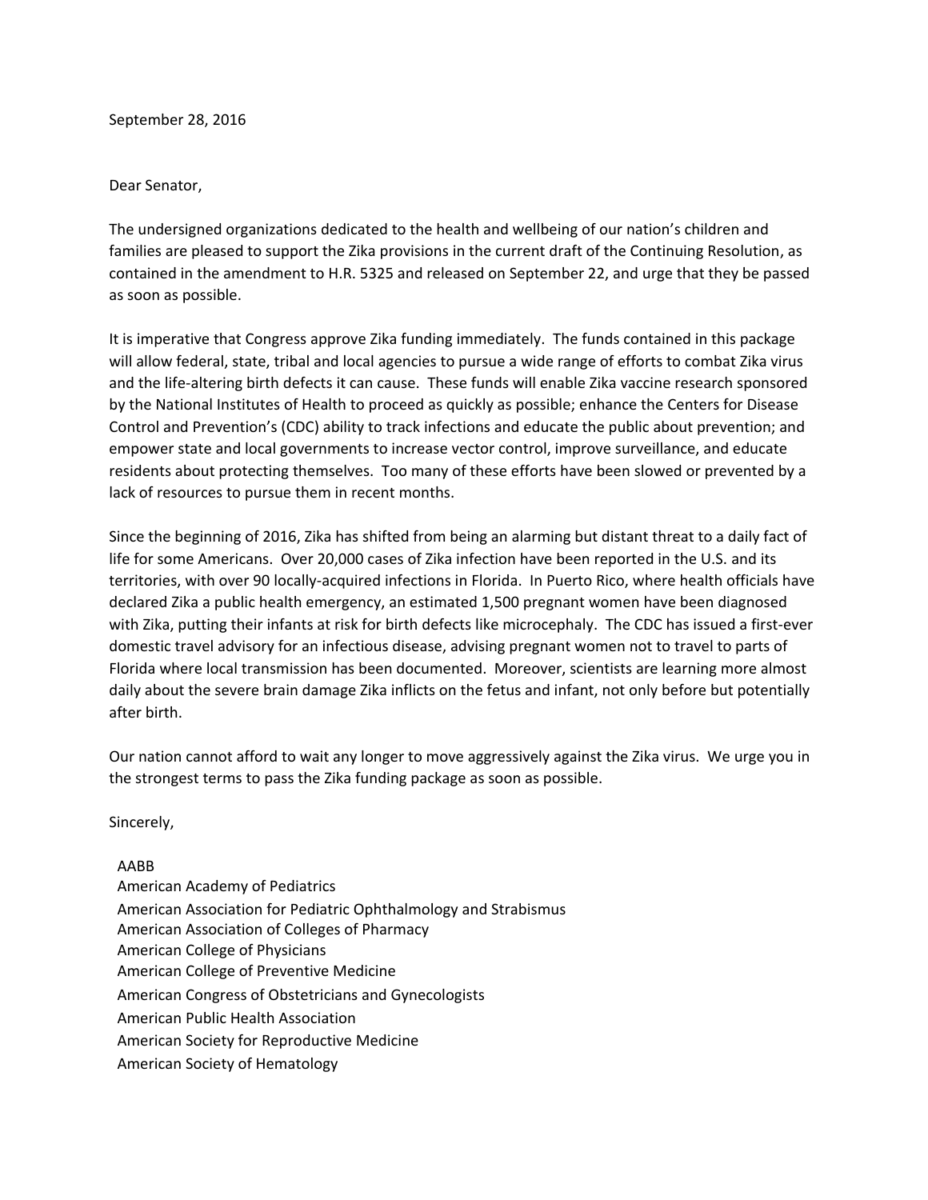September 28, 2016

Dear Senator,

The undersigned organizations dedicated to the health and wellbeing of our nation's children and families are pleased to support the Zika provisions in the current draft of the Continuing Resolution, as contained in the amendment to H.R. 5325 and released on September 22, and urge that they be passed as soon as possible.

It is imperative that Congress approve Zika funding immediately. The funds contained in this package will allow federal, state, tribal and local agencies to pursue a wide range of efforts to combat Zika virus and the life-altering birth defects it can cause. These funds will enable Zika vaccine research sponsored by the National Institutes of Health to proceed as quickly as possible; enhance the Centers for Disease Control and Prevention's (CDC) ability to track infections and educate the public about prevention; and empower state and local governments to increase vector control, improve surveillance, and educate residents about protecting themselves. Too many of these efforts have been slowed or prevented by a lack of resources to pursue them in recent months.

Since the beginning of 2016, Zika has shifted from being an alarming but distant threat to a daily fact of life for some Americans. Over 20,000 cases of Zika infection have been reported in the U.S. and its territories, with over 90 locally-acquired infections in Florida. In Puerto Rico, where health officials have declared Zika a public health emergency, an estimated 1,500 pregnant women have been diagnosed with Zika, putting their infants at risk for birth defects like microcephaly. The CDC has issued a first-ever domestic travel advisory for an infectious disease, advising pregnant women not to travel to parts of Florida where local transmission has been documented. Moreover, scientists are learning more almost daily about the severe brain damage Zika inflicts on the fetus and infant, not only before but potentially after birth.

Our nation cannot afford to wait any longer to move aggressively against the Zika virus. We urge you in the strongest terms to pass the Zika funding package as soon as possible.

Sincerely,

AABB
American Academy of Pediatrics
American Association for Pediatric Ophthalmology and Strabismus
American Association of Colleges of Pharmacy
American College of Physicians
American College of Preventive Medicine
American Congress of Obstetricians and Gynecologists
American Public Health Association
American Society for Reproductive Medicine
American Society of Hematology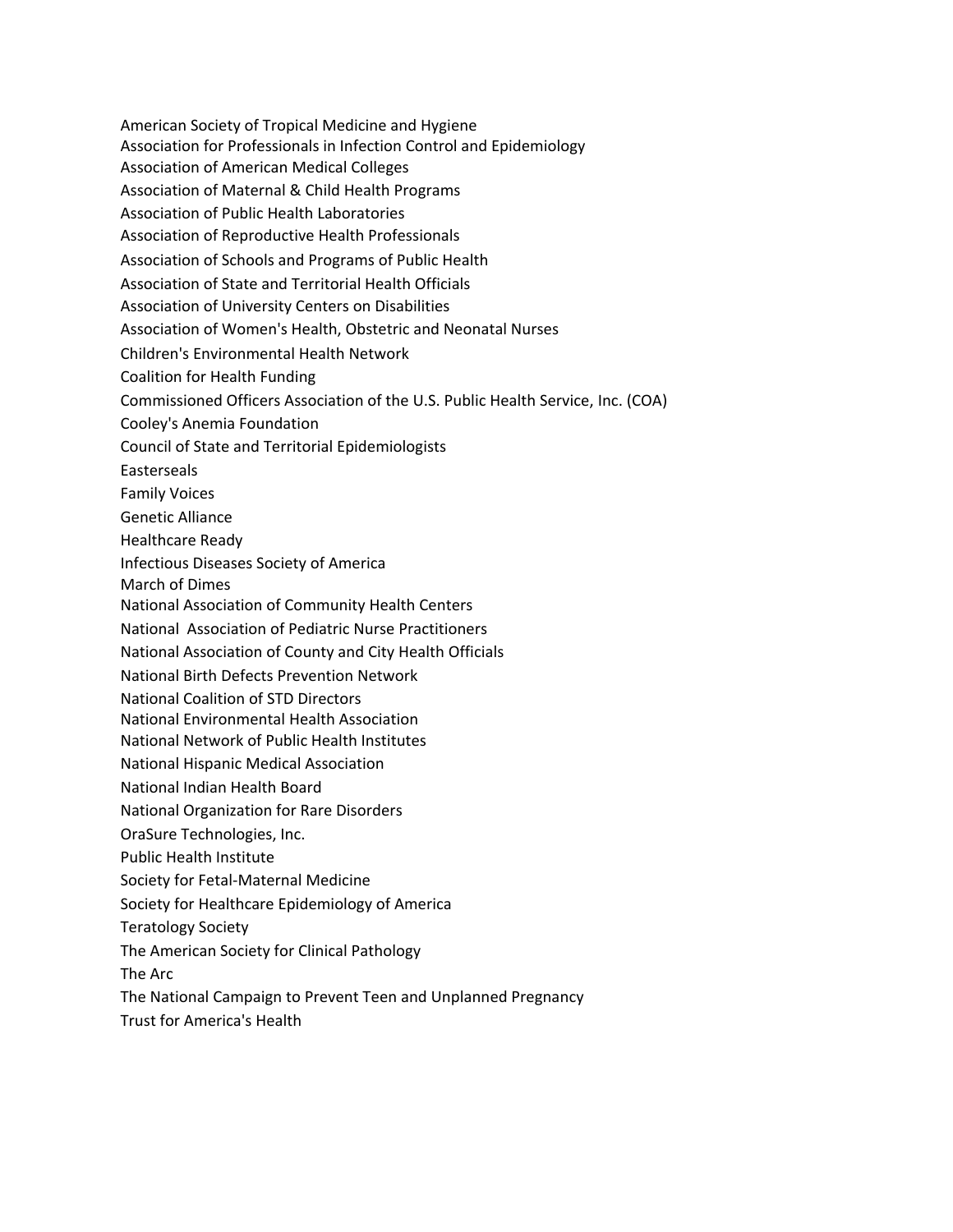American Society of Tropical Medicine and Hygiene
Association for Professionals in Infection Control and Epidemiology
Association of American Medical Colleges
Association of Maternal & Child Health Programs
Association of Public Health Laboratories
Association of Reproductive Health Professionals
Association of Schools and Programs of Public Health
Association of State and Territorial Health Officials
Association of University Centers on Disabilities
Association of Women's Health, Obstetric and Neonatal Nurses
Children's Environmental Health Network
Coalition for Health Funding
Commissioned Officers Association of the U.S. Public Health Service, Inc. (COA)
Cooley's Anemia Foundation
Council of State and Territorial Epidemiologists
Easterseals
Family Voices
Genetic Alliance
Healthcare Ready
Infectious Diseases Society of America
March of Dimes
National Association of Community Health Centers
National Association of Pediatric Nurse Practitioners
National Association of County and City Health Officials
National Birth Defects Prevention Network
National Coalition of STD Directors
National Environmental Health Association
National Network of Public Health Institutes
National Hispanic Medical Association
National Indian Health Board
National Organization for Rare Disorders
OraSure Technologies, Inc.
Public Health Institute
Society for Fetal-Maternal Medicine
Society for Healthcare Epidemiology of America
Teratology Society
The American Society for Clinical Pathology
The Arc
The National Campaign to Prevent Teen and Unplanned Pregnancy
Trust for America's Health